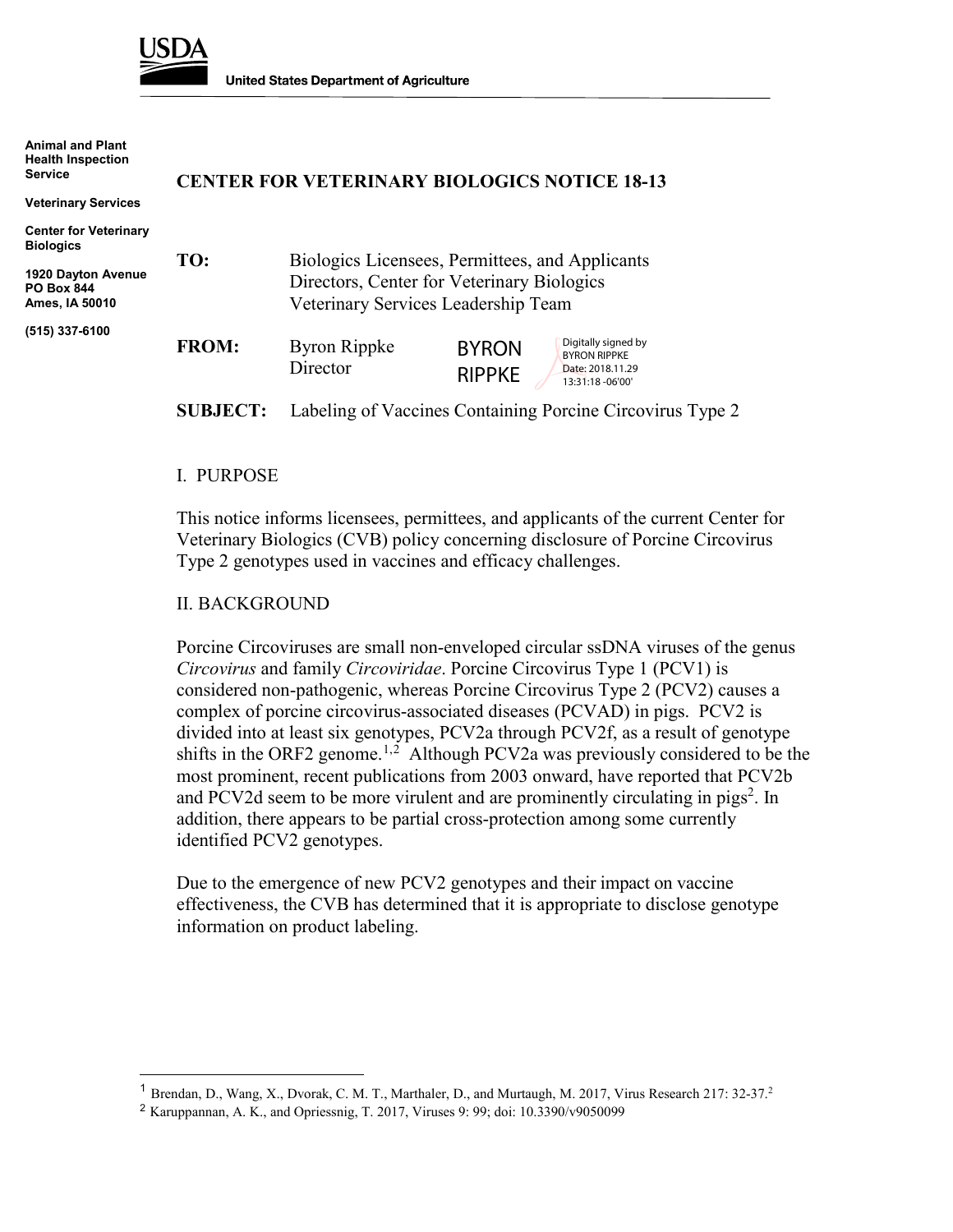**USDA**

**United States Department of Agriculture**

**Animal and Plant Health Inspection Service**

**Veterinary Services**

**Center for Veterinary Biologics**

**1920 Dayton Avenue**
**PO Box 844**
**Ames, IA 50010**

**(515) 337-6100**

# CENTER FOR VETERINARY BIOLOGICS NOTICE 18-13

**TO:** Biologics Licensees, Permittees, and Applicants
Directors, Center for Veterinary Biologics
Veterinary Services Leadership Team

**FROM:** Byron Rippke
Director

BYRON RIPPKE — Digitally signed by BYRON RIPPKE Date: 2018.11.29 13:31:18 -06'00'

**SUBJECT:** Labeling of Vaccines Containing Porcine Circovirus Type 2

## I. PURPOSE

This notice informs licensees, permittees, and applicants of the current Center for Veterinary Biologics (CVB) policy concerning disclosure of Porcine Circovirus Type 2 genotypes used in vaccines and efficacy challenges.

## II. BACKGROUND

Porcine Circoviruses are small non-enveloped circular ssDNA viruses of the genus *Circovirus* and family *Circoviridae*. Porcine Circovirus Type 1 (PCV1) is considered non-pathogenic, whereas Porcine Circovirus Type 2 (PCV2) causes a complex of porcine circovirus-associated diseases (PCVAD) in pigs. PCV2 is divided into at least six genotypes, PCV2a through PCV2f, as a result of genotype shifts in the ORF2 genome.[1,2] Although PCV2a was previously considered to be the most prominent, recent publications from 2003 onward, have reported that PCV2b and PCV2d seem to be more virulent and are prominently circulating in pigs[2]. In addition, there appears to be partial cross-protection among some currently identified PCV2 genotypes.

Due to the emergence of new PCV2 genotypes and their impact on vaccine effectiveness, the CVB has determined that it is appropriate to disclose genotype information on product labeling.

---

[1] Brendan, D., Wang, X., Dvorak, C. M. T., Marthaler, D., and Murtaugh, M. 2017, Virus Research 217: 32-37.[2]

[2] Karuppannan, A. K., and Opriessnig, T. 2017, Viruses 9: 99; doi: 10.3390/v9050099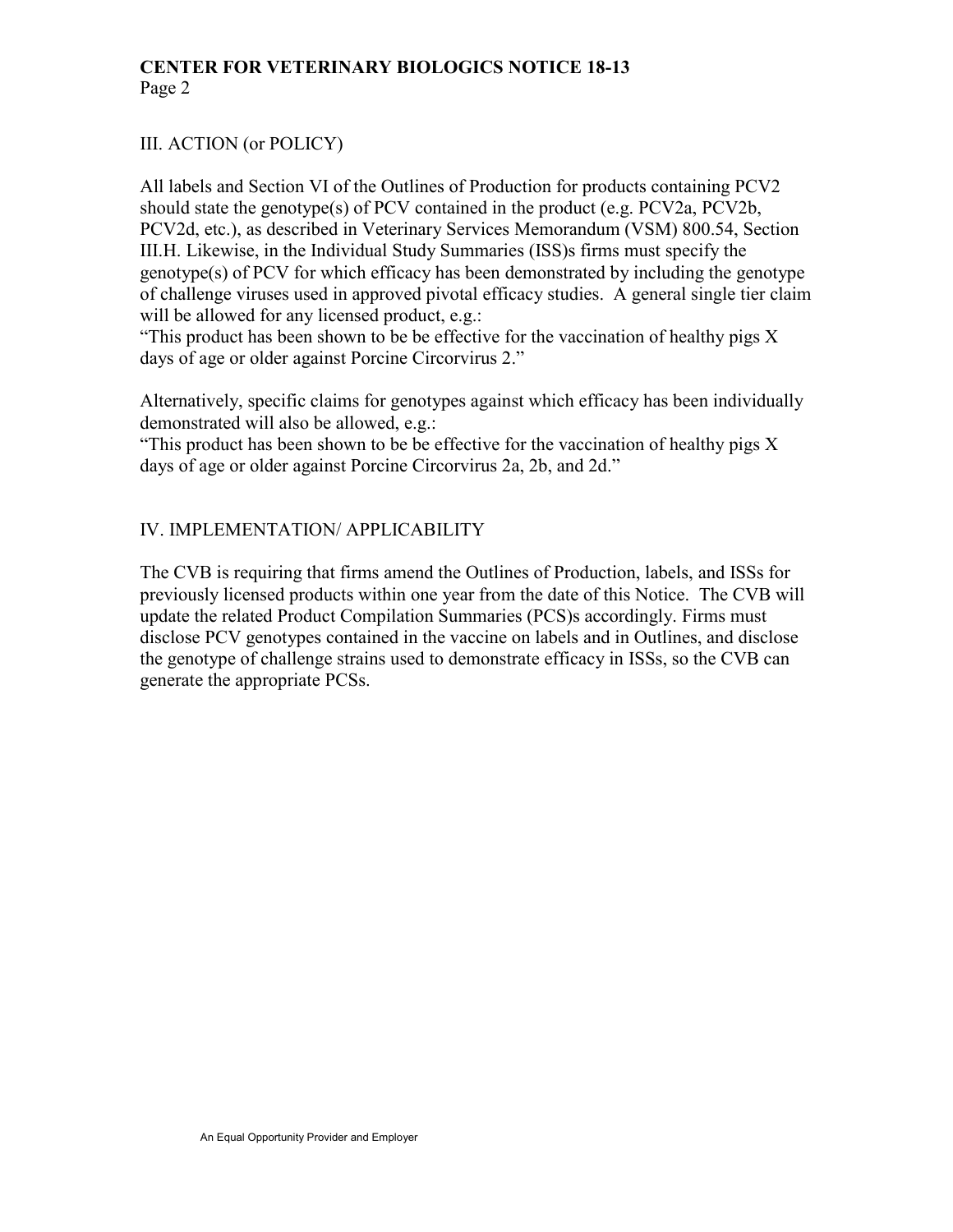## III. ACTION (or POLICY)

All labels and Section VI of the Outlines of Production for products containing PCV2 should state the genotype(s) of PCV contained in the product (e.g. PCV2a, PCV2b, PCV2d, etc.), as described in Veterinary Services Memorandum (VSM) 800.54, Section III.H. Likewise, in the Individual Study Summaries (ISS)s firms must specify the genotype(s) of PCV for which efficacy has been demonstrated by including the genotype of challenge viruses used in approved pivotal efficacy studies. A general single tier claim will be allowed for any licensed product, e.g.:
"This product has been shown to be be effective for the vaccination of healthy pigs X days of age or older against Porcine Circorvirus 2."

Alternatively, specific claims for genotypes against which efficacy has been individually demonstrated will also be allowed, e.g.:
"This product has been shown to be be effective for the vaccination of healthy pigs X days of age or older against Porcine Circorvirus 2a, 2b, and 2d."

## IV. IMPLEMENTATION/ APPLICABILITY

The CVB is requiring that firms amend the Outlines of Production, labels, and ISSs for previously licensed products within one year from the date of this Notice. The CVB will update the related Product Compilation Summaries (PCS)s accordingly. Firms must disclose PCV genotypes contained in the vaccine on labels and in Outlines, and disclose the genotype of challenge strains used to demonstrate efficacy in ISSs, so the CVB can generate the appropriate PCSs.